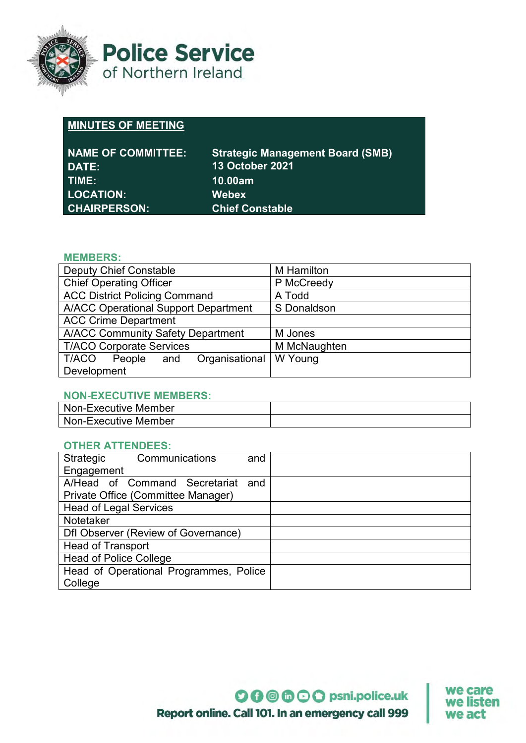# Police Service of Northern Ireland

## MINUTES OF MEETING

| | |
|---|---|
| **NAME OF COMMITTEE:** | **Strategic Management Board (SMB)** |
| **DATE:** | **13 October 2021** |
| **TIME:** | **10.00am** |
| **LOCATION:** | **Webex** |
| **CHAIRPERSON:** | **Chief Constable** |

### MEMBERS:

| | |
|---|---|
| Deputy Chief Constable | M Hamilton |
| Chief Operating Officer | P McCreedy |
| ACC District Policing Command | A Todd |
| A/ACC Operational Support Department | S Donaldson |
| ACC Crime Department | |
| A/ACC Community Safety Department | M Jones |
| T/ACO Corporate Services | M McNaughten |
| T/ACO People and Organisational Development | W Young |

### NON-EXECUTIVE MEMBERS:

| | |
|---|---|
| Non-Executive Member | |
| Non-Executive Member | |

### OTHER ATTENDEES:

| | |
|---|---|
| Strategic Communications and Engagement | |
| A/Head of Command Secretariat and Private Office (Committee Manager) | |
| Head of Legal Services | |
| Notetaker | |
| DfI Observer (Review of Governance) | |
| Head of Transport | |
| Head of Police College | |
| Head of Operational Programmes, Police College | |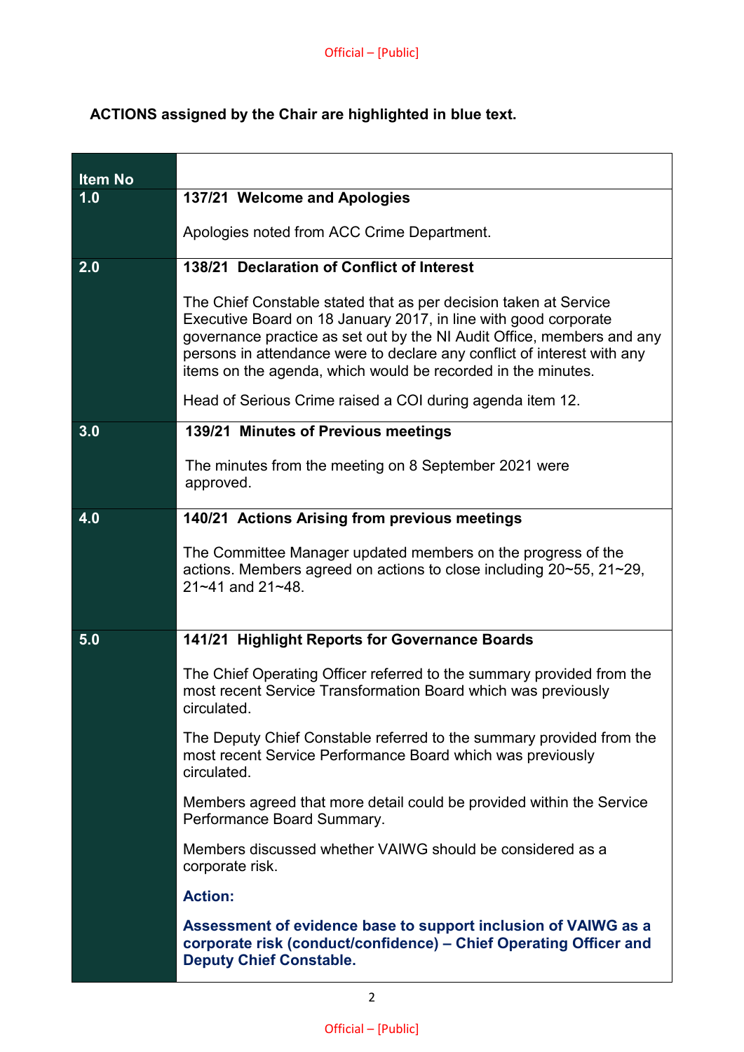**ACTIONS assigned by the Chair are highlighted in blue text.**

| Item No | |
|---|---|
| 1.0 | **137/21 Welcome and Apologies**<br><br>Apologies noted from ACC Crime Department. |
| 2.0 | **138/21 Declaration of Conflict of Interest**<br><br>The Chief Constable stated that as per decision taken at Service Executive Board on 18 January 2017, in line with good corporate governance practice as set out by the NI Audit Office, members and any persons in attendance were to declare any conflict of interest with any items on the agenda, which would be recorded in the minutes.<br><br>Head of Serious Crime raised a COI during agenda item 12. |
| 3.0 | **139/21 Minutes of Previous meetings**<br><br>The minutes from the meeting on 8 September 2021 were approved. |
| 4.0 | **140/21 Actions Arising from previous meetings**<br><br>The Committee Manager updated members on the progress of the actions. Members agreed on actions to close including 20~55, 21~29, 21~41 and 21~48. |
| 5.0 | **141/21 Highlight Reports for Governance Boards**<br><br>The Chief Operating Officer referred to the summary provided from the most recent Service Transformation Board which was previously circulated.<br><br>The Deputy Chief Constable referred to the summary provided from the most recent Service Performance Board which was previously circulated.<br><br>Members agreed that more detail could be provided within the Service Performance Board Summary.<br><br>Members discussed whether VAIWG should be considered as a corporate risk.<br><br>**Action:**<br><br>**Assessment of evidence base to support inclusion of VAIWG as a corporate risk (conduct/confidence) – Chief Operating Officer and Deputy Chief Constable.** |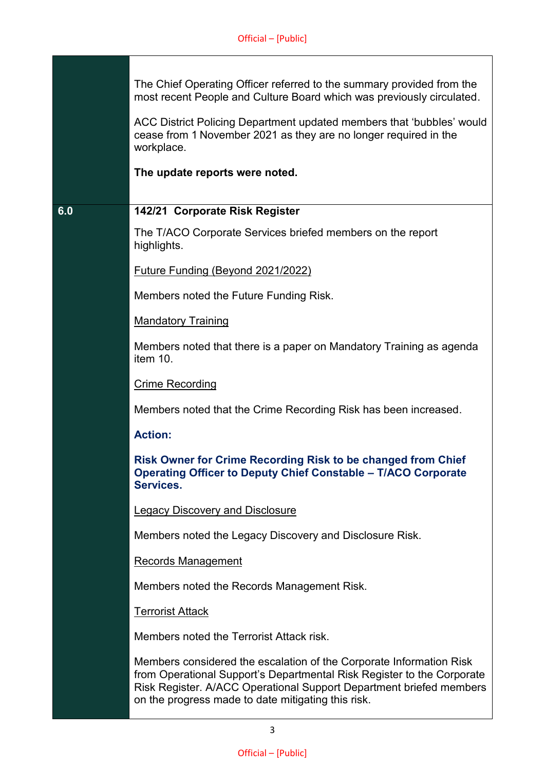The Chief Operating Officer referred to the summary provided from the most recent People and Culture Board which was previously circulated.

ACC District Policing Department updated members that 'bubbles' would cease from 1 November 2021 as they are no longer required in the workplace.

**The update reports were noted.**

**6.0** **142/21 Corporate Risk Register**

The T/ACO Corporate Services briefed members on the report highlights.

Future Funding (Beyond 2021/2022)

Members noted the Future Funding Risk.

Mandatory Training

Members noted that there is a paper on Mandatory Training as agenda item 10.

Crime Recording

Members noted that the Crime Recording Risk has been increased.

**Action:**

**Risk Owner for Crime Recording Risk to be changed from Chief Operating Officer to Deputy Chief Constable – T/ACO Corporate Services.**

Legacy Discovery and Disclosure

Members noted the Legacy Discovery and Disclosure Risk.

Records Management

Members noted the Records Management Risk.

Terrorist Attack

Members noted the Terrorist Attack risk.

Members considered the escalation of the Corporate Information Risk from Operational Support's Departmental Risk Register to the Corporate Risk Register. A/ACC Operational Support Department briefed members on the progress made to date mitigating this risk.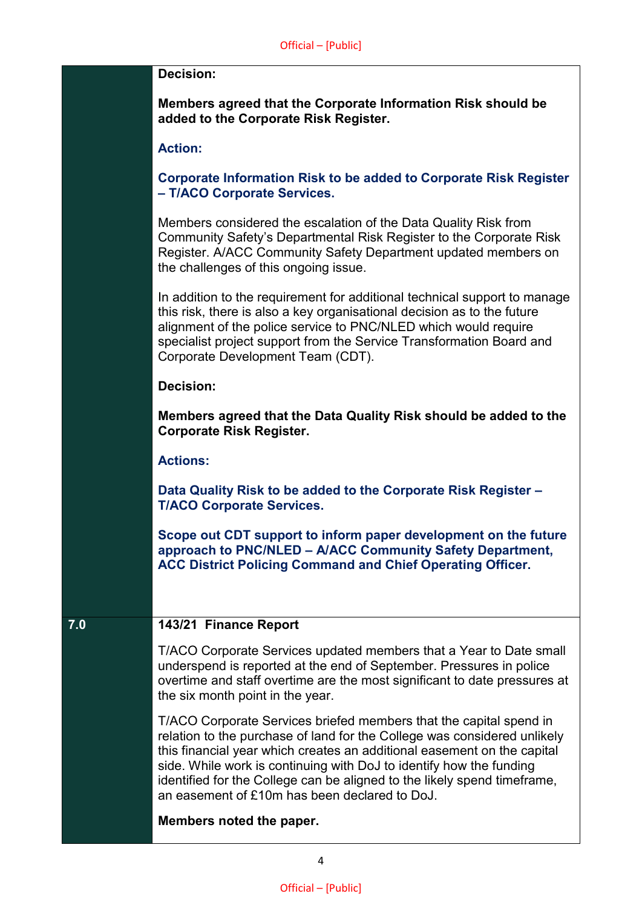**Decision:**

**Members agreed that the Corporate Information Risk should be added to the Corporate Risk Register.**

**Action:**

**Corporate Information Risk to be added to Corporate Risk Register – T/ACO Corporate Services.**

Members considered the escalation of the Data Quality Risk from Community Safety's Departmental Risk Register to the Corporate Risk Register. A/ACC Community Safety Department updated members on the challenges of this ongoing issue.

In addition to the requirement for additional technical support to manage this risk, there is also a key organisational decision as to the future alignment of the police service to PNC/NLED which would require specialist project support from the Service Transformation Board and Corporate Development Team (CDT).

**Decision:**

**Members agreed that the Data Quality Risk should be added to the Corporate Risk Register.**

**Actions:**

**Data Quality Risk to be added to the Corporate Risk Register – T/ACO Corporate Services.**

**Scope out CDT support to inform paper development on the future approach to PNC/NLED – A/ACC Community Safety Department, ACC District Policing Command and Chief Operating Officer.**

## 7.0 143/21 Finance Report

T/ACO Corporate Services updated members that a Year to Date small underspend is reported at the end of September. Pressures in police overtime and staff overtime are the most significant to date pressures at the six month point in the year.

T/ACO Corporate Services briefed members that the capital spend in relation to the purchase of land for the College was considered unlikely this financial year which creates an additional easement on the capital side. While work is continuing with DoJ to identify how the funding identified for the College can be aligned to the likely spend timeframe, an easement of £10m has been declared to DoJ.

**Members noted the paper.**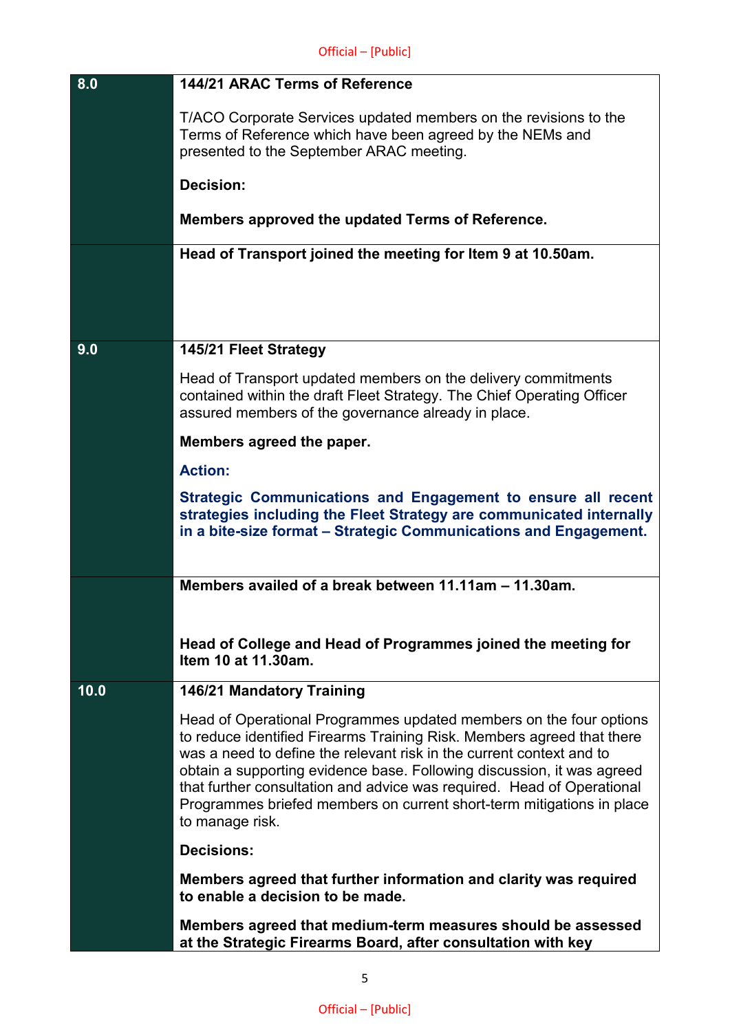| | |
|---|---|
| **8.0** | **144/21 ARAC Terms of Reference**<br><br>T/ACO Corporate Services updated members on the revisions to the Terms of Reference which have been agreed by the NEMs and presented to the September ARAC meeting.<br><br>**Decision:**<br><br>**Members approved the updated Terms of Reference.** |
| | **Head of Transport joined the meeting for Item 9 at 10.50am.** |
| **9.0** | **145/21 Fleet Strategy**<br><br>Head of Transport updated members on the delivery commitments contained within the draft Fleet Strategy. The Chief Operating Officer assured members of the governance already in place.<br><br>**Members agreed the paper.**<br><br>**Action:**<br><br>**Strategic Communications and Engagement to ensure all recent strategies including the Fleet Strategy are communicated internally in a bite-size format – Strategic Communications and Engagement.** |
| | **Members availed of a break between 11.11am – 11.30am.**<br><br>**Head of College and Head of Programmes joined the meeting for Item 10 at 11.30am.** |
| **10.0** | **146/21 Mandatory Training**<br><br>Head of Operational Programmes updated members on the four options to reduce identified Firearms Training Risk. Members agreed that there was a need to define the relevant risk in the current context and to obtain a supporting evidence base. Following discussion, it was agreed that further consultation and advice was required. Head of Operational Programmes briefed members on current short-term mitigations in place to manage risk.<br><br>**Decisions:**<br><br>**Members agreed that further information and clarity was required to enable a decision to be made.**<br><br>**Members agreed that medium-term measures should be assessed at the Strategic Firearms Board, after consultation with key** |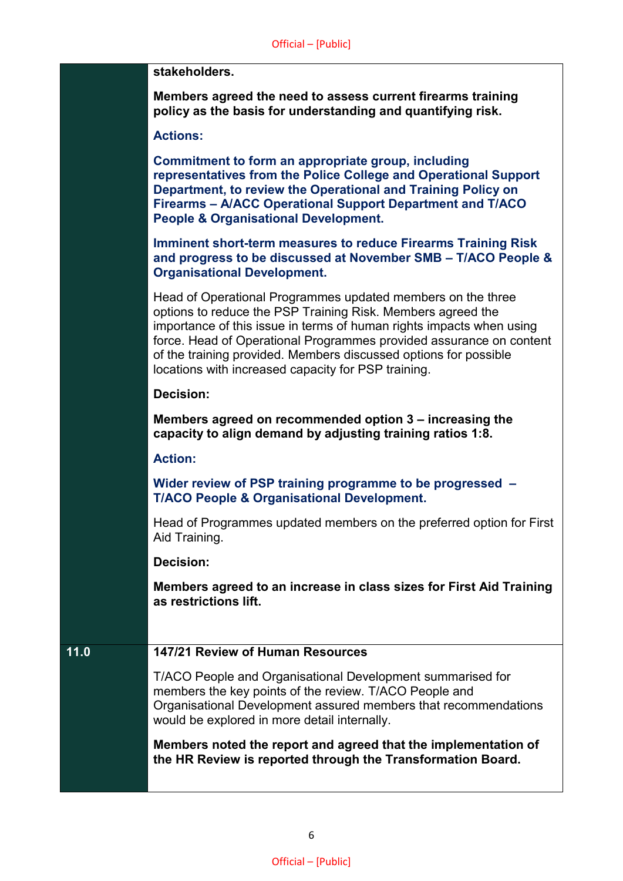| | |
|---|---|
| | **stakeholders.**<br><br>**Members agreed the need to assess current firearms training policy as the basis for understanding and quantifying risk.**<br><br>**Actions:**<br><br>**Commitment to form an appropriate group, including representatives from the Police College and Operational Support Department, to review the Operational and Training Policy on Firearms – A/ACC Operational Support Department and T/ACO People & Organisational Development.**<br><br>**Imminent short-term measures to reduce Firearms Training Risk and progress to be discussed at November SMB – T/ACO People & Organisational Development.**<br><br>Head of Operational Programmes updated members on the three options to reduce the PSP Training Risk. Members agreed the importance of this issue in terms of human rights impacts when using force. Head of Operational Programmes provided assurance on content of the training provided. Members discussed options for possible locations with increased capacity for PSP training.<br><br>**Decision:**<br><br>**Members agreed on recommended option 3 – increasing the capacity to align demand by adjusting training ratios 1:8.**<br><br>**Action:**<br><br>**Wider review of PSP training programme to be progressed – T/ACO People & Organisational Development.**<br><br>Head of Programmes updated members on the preferred option for First Aid Training.<br><br>**Decision:**<br><br>**Members agreed to an increase in class sizes for First Aid Training as restrictions lift.** |
| **11.0** | **147/21 Review of Human Resources**<br><br>T/ACO People and Organisational Development summarised for members the key points of the review. T/ACO People and Organisational Development assured members that recommendations would be explored in more detail internally.<br><br>**Members noted the report and agreed that the implementation of the HR Review is reported through the Transformation Board.** |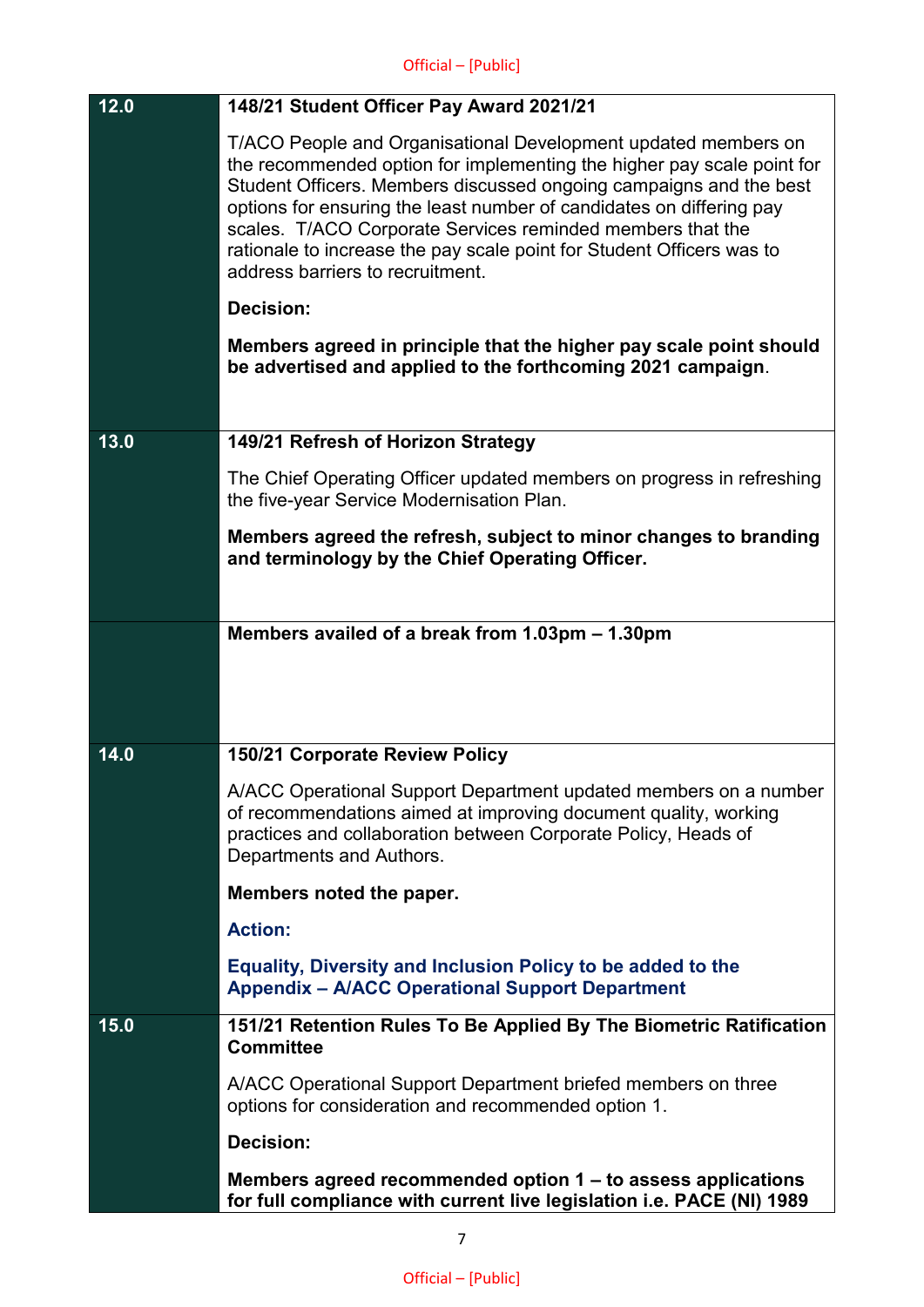| | |
|---|---|
| **12.0** | **148/21 Student Officer Pay Award 2021/21**<br><br>T/ACO People and Organisational Development updated members on the recommended option for implementing the higher pay scale point for Student Officers. Members discussed ongoing campaigns and the best options for ensuring the least number of candidates on differing pay scales. T/ACO Corporate Services reminded members that the rationale to increase the pay scale point for Student Officers was to address barriers to recruitment.<br><br>**Decision:**<br><br>**Members agreed in principle that the higher pay scale point should be advertised and applied to the forthcoming 2021 campaign**. |
| **13.0** | **149/21 Refresh of Horizon Strategy**<br><br>The Chief Operating Officer updated members on progress in refreshing the five-year Service Modernisation Plan.<br><br>**Members agreed the refresh, subject to minor changes to branding and terminology by the Chief Operating Officer.** |
| | **Members availed of a break from 1.03pm – 1.30pm** |
| **14.0** | **150/21 Corporate Review Policy**<br><br>A/ACC Operational Support Department updated members on a number of recommendations aimed at improving document quality, working practices and collaboration between Corporate Policy, Heads of Departments and Authors.<br><br>**Members noted the paper.**<br><br>**Action:**<br><br>**Equality, Diversity and Inclusion Policy to be added to the Appendix – A/ACC Operational Support Department** |
| **15.0** | **151/21 Retention Rules To Be Applied By The Biometric Ratification Committee**<br><br>A/ACC Operational Support Department briefed members on three options for consideration and recommended option 1.<br><br>**Decision:**<br><br>**Members agreed recommended option 1 – to assess applications for full compliance with current live legislation i.e. PACE (NI) 1989** |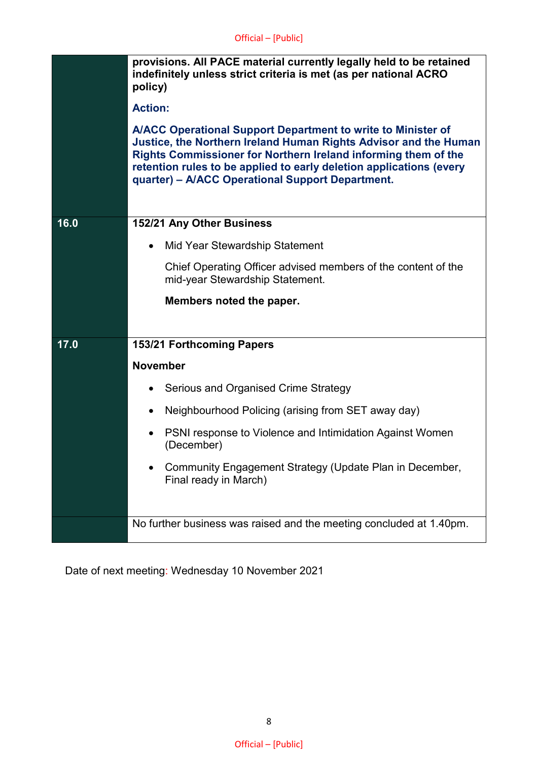| | |
|---|---|
| | **provisions. All PACE material currently legally held to be retained indefinitely unless strict criteria is met (as per national ACRO policy)**<br><br>**Action:**<br><br>**A/ACC Operational Support Department to write to Minister of Justice, the Northern Ireland Human Rights Advisor and the Human Rights Commissioner for Northern Ireland informing them of the retention rules to be applied to early deletion applications (every quarter) – A/ACC Operational Support Department.** |
| **16.0** | **152/21 Any Other Business**<br><br>• Mid Year Stewardship Statement<br><br>Chief Operating Officer advised members of the content of the mid-year Stewardship Statement.<br><br>**Members noted the paper.** |
| **17.0** | **153/21 Forthcoming Papers**<br><br>**November**<br><br>• Serious and Organised Crime Strategy<br>• Neighbourhood Policing (arising from SET away day)<br>• PSNI response to Violence and Intimidation Against Women (December)<br>• Community Engagement Strategy (Update Plan in December, Final ready in March) |
| | No further business was raised and the meeting concluded at 1.40pm. |

Date of next meeting: Wednesday 10 November 2021